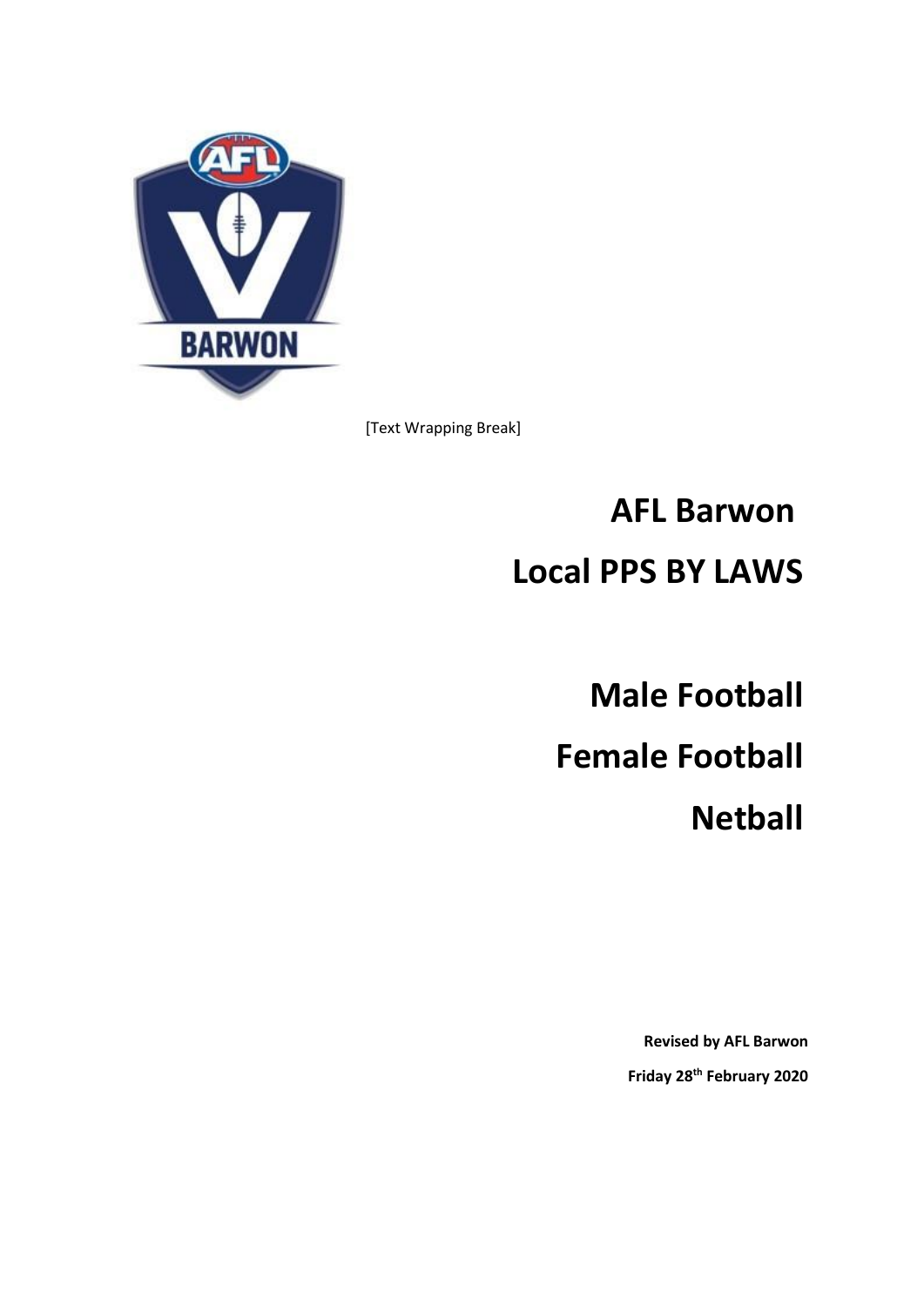[Text Wrapping Break]

# AFL Barwon

# Local PPS BY LAWS

## Male Football

## Female Football

## Netball

**Revised by AFL Barwon**

**Friday 28th February 2020**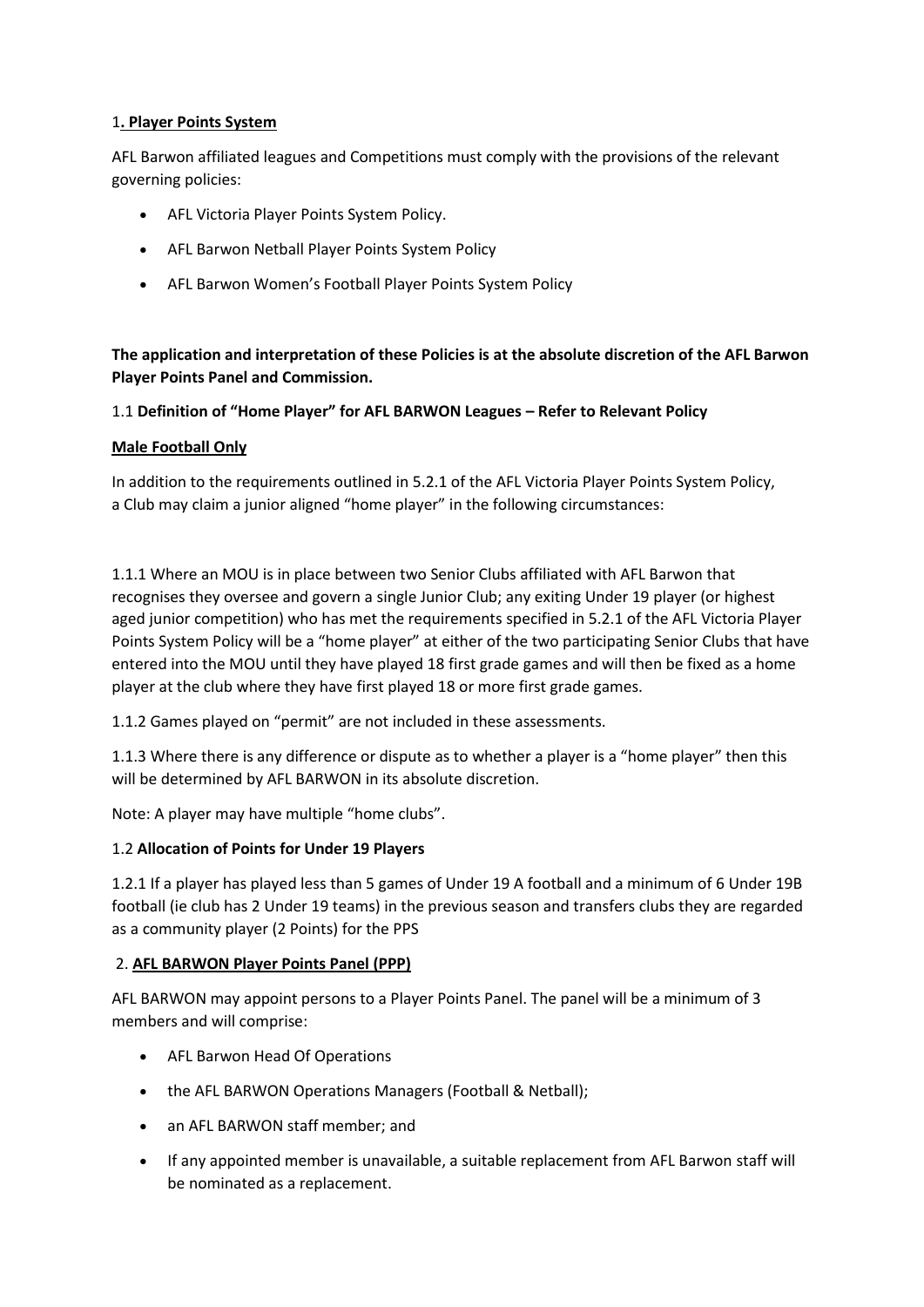## 1**. Player Points System**

AFL Barwon affiliated leagues and Competitions must comply with the provisions of the relevant governing policies:

- AFL Victoria Player Points System Policy.
- AFL Barwon Netball Player Points System Policy
- AFL Barwon Women's Football Player Points System Policy

**The application and interpretation of these Policies is at the absolute discretion of the AFL Barwon Player Points Panel and Commission.**

### 1.1 **Definition of "Home Player" for AFL BARWON Leagues – Refer to Relevant Policy**

**Male Football Only**

In addition to the requirements outlined in 5.2.1 of the AFL Victoria Player Points System Policy, a Club may claim a junior aligned "home player" in the following circumstances:

1.1.1 Where an MOU is in place between two Senior Clubs affiliated with AFL Barwon that recognises they oversee and govern a single Junior Club; any exiting Under 19 player (or highest aged junior competition) who has met the requirements specified in 5.2.1 of the AFL Victoria Player Points System Policy will be a "home player" at either of the two participating Senior Clubs that have entered into the MOU until they have played 18 first grade games and will then be fixed as a home player at the club where they have first played 18 or more first grade games.

1.1.2 Games played on "permit" are not included in these assessments.

1.1.3 Where there is any difference or dispute as to whether a player is a "home player" then this will be determined by AFL BARWON in its absolute discretion.

Note: A player may have multiple "home clubs".

### 1.2 **Allocation of Points for Under 19 Players**

1.2.1 If a player has played less than 5 games of Under 19 A football and a minimum of 6 Under 19B football (ie club has 2 Under 19 teams) in the previous season and transfers clubs they are regarded as a community player (2 Points) for the PPS

## 2. **AFL BARWON Player Points Panel (PPP)**

AFL BARWON may appoint persons to a Player Points Panel. The panel will be a minimum of 3 members and will comprise:

- AFL Barwon Head Of Operations
- the AFL BARWON Operations Managers (Football & Netball);
- an AFL BARWON staff member; and
- If any appointed member is unavailable, a suitable replacement from AFL Barwon staff will be nominated as a replacement.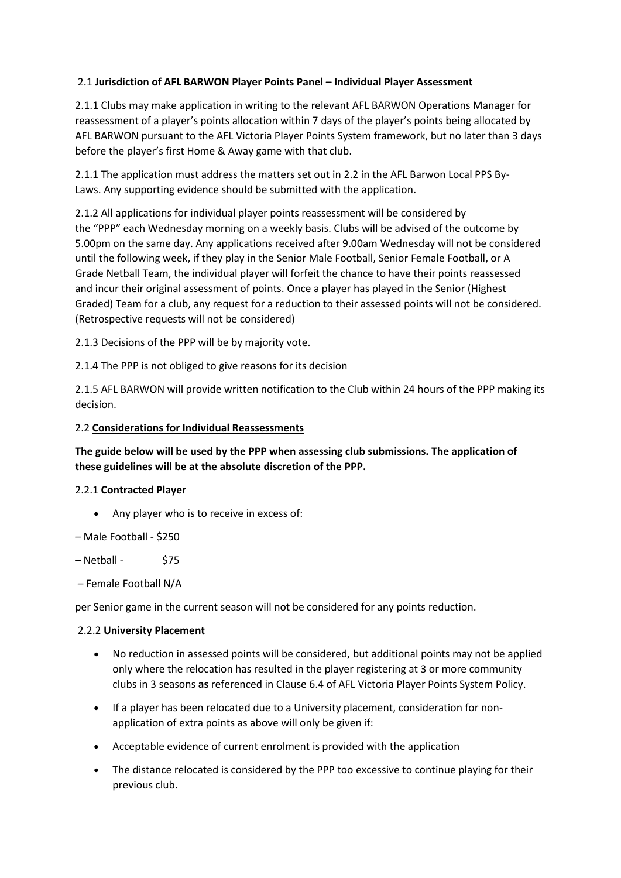2.1 **Jurisdiction of AFL BARWON Player Points Panel – Individual Player Assessment**

2.1.1 Clubs may make application in writing to the relevant AFL BARWON Operations Manager for reassessment of a player's points allocation within 7 days of the player's points being allocated by AFL BARWON pursuant to the AFL Victoria Player Points System framework, but no later than 3 days before the player's first Home & Away game with that club.

2.1.1 The application must address the matters set out in 2.2 in the AFL Barwon Local PPS By-Laws. Any supporting evidence should be submitted with the application.

2.1.2 All applications for individual player points reassessment will be considered by the "PPP" each Wednesday morning on a weekly basis. Clubs will be advised of the outcome by 5.00pm on the same day. Any applications received after 9.00am Wednesday will not be considered until the following week, if they play in the Senior Male Football, Senior Female Football, or A Grade Netball Team, the individual player will forfeit the chance to have their points reassessed and incur their original assessment of points. Once a player has played in the Senior (Highest Graded) Team for a club, any request for a reduction to their assessed points will not be considered. (Retrospective requests will not be considered)

2.1.3 Decisions of the PPP will be by majority vote.

2.1.4 The PPP is not obliged to give reasons for its decision

2.1.5 AFL BARWON will provide written notification to the Club within 24 hours of the PPP making its decision.

2.2 **<u>Considerations for Individual Reassessments</u>**

**The guide below will be used by the PPP when assessing club submissions. The application of these guidelines will be at the absolute discretion of the PPP.**

2.2.1 **Contracted Player**

- Any player who is to receive in excess of:

– Male Football - $250

– Netball - $75

– Female Football N/A

per Senior game in the current season will not be considered for any points reduction.

2.2.2 **University Placement**

- No reduction in assessed points will be considered, but additional points may not be applied only where the relocation has resulted in the player registering at 3 or more community clubs in 3 seasons **as** referenced in Clause 6.4 of AFL Victoria Player Points System Policy.
- If a player has been relocated due to a University placement, consideration for non-application of extra points as above will only be given if:
- Acceptable evidence of current enrolment is provided with the application
- The distance relocated is considered by the PPP too excessive to continue playing for their previous club.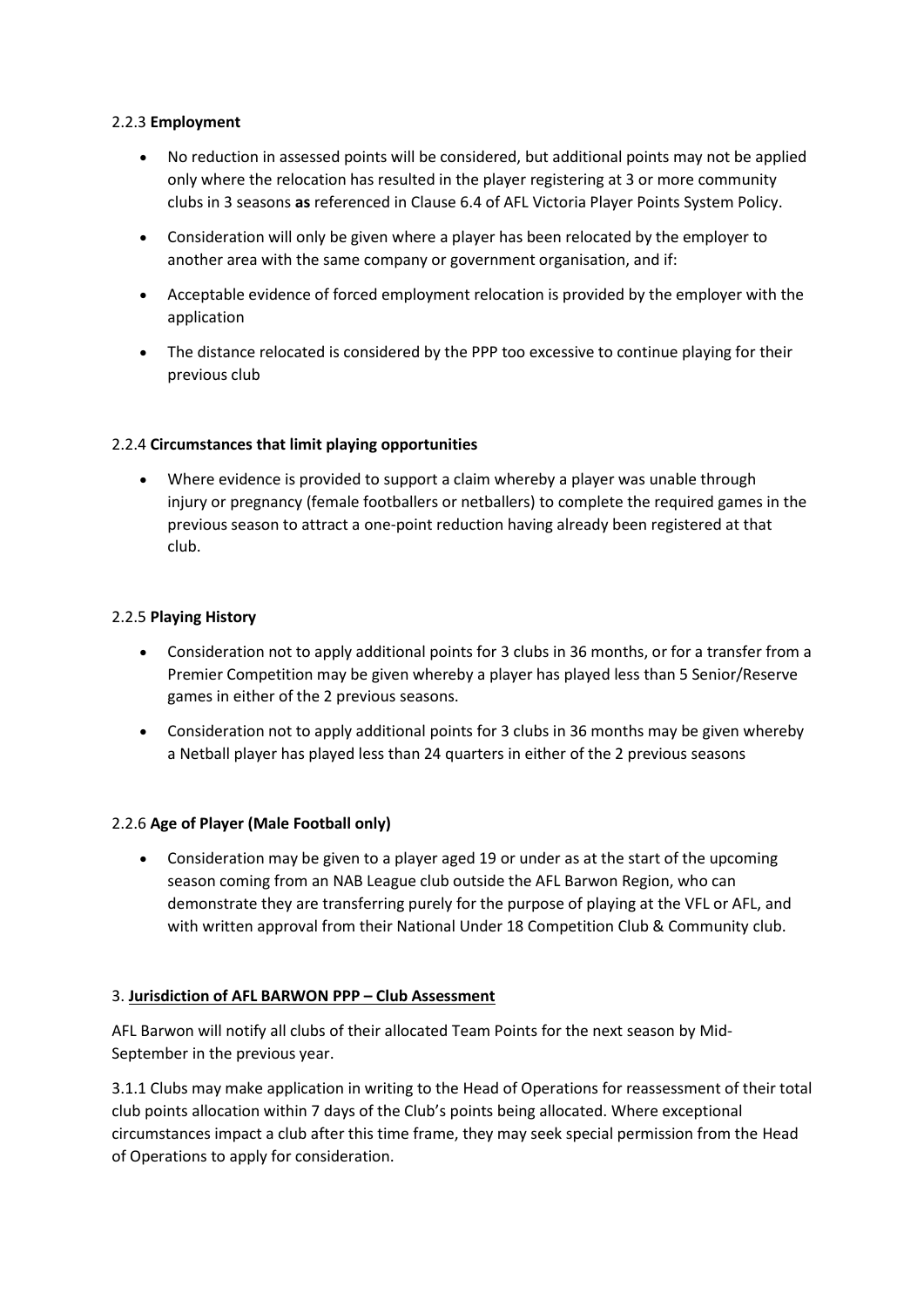2.2.3 **Employment**

- No reduction in assessed points will be considered, but additional points may not be applied only where the relocation has resulted in the player registering at 3 or more community clubs in 3 seasons **as** referenced in Clause 6.4 of AFL Victoria Player Points System Policy.
- Consideration will only be given where a player has been relocated by the employer to another area with the same company or government organisation, and if:
- Acceptable evidence of forced employment relocation is provided by the employer with the application
- The distance relocated is considered by the PPP too excessive to continue playing for their previous club

2.2.4 **Circumstances that limit playing opportunities**

- Where evidence is provided to support a claim whereby a player was unable through injury or pregnancy (female footballers or netballers) to complete the required games in the previous season to attract a one-point reduction having already been registered at that club.

2.2.5 **Playing History**

- Consideration not to apply additional points for 3 clubs in 36 months, or for a transfer from a Premier Competition may be given whereby a player has played less than 5 Senior/Reserve games in either of the 2 previous seasons.
- Consideration not to apply additional points for 3 clubs in 36 months may be given whereby a Netball player has played less than 24 quarters in either of the 2 previous seasons

2.2.6 **Age of Player (Male Football only)**

- Consideration may be given to a player aged 19 or under as at the start of the upcoming season coming from an NAB League club outside the AFL Barwon Region, who can demonstrate they are transferring purely for the purpose of playing at the VFL or AFL, and with written approval from their National Under 18 Competition Club & Community club.

3. **<u>Jurisdiction of AFL BARWON PPP – Club Assessment</u>**

AFL Barwon will notify all clubs of their allocated Team Points for the next season by Mid-September in the previous year.

3.1.1 Clubs may make application in writing to the Head of Operations for reassessment of their total club points allocation within 7 days of the Club's points being allocated. Where exceptional circumstances impact a club after this time frame, they may seek special permission from the Head of Operations to apply for consideration.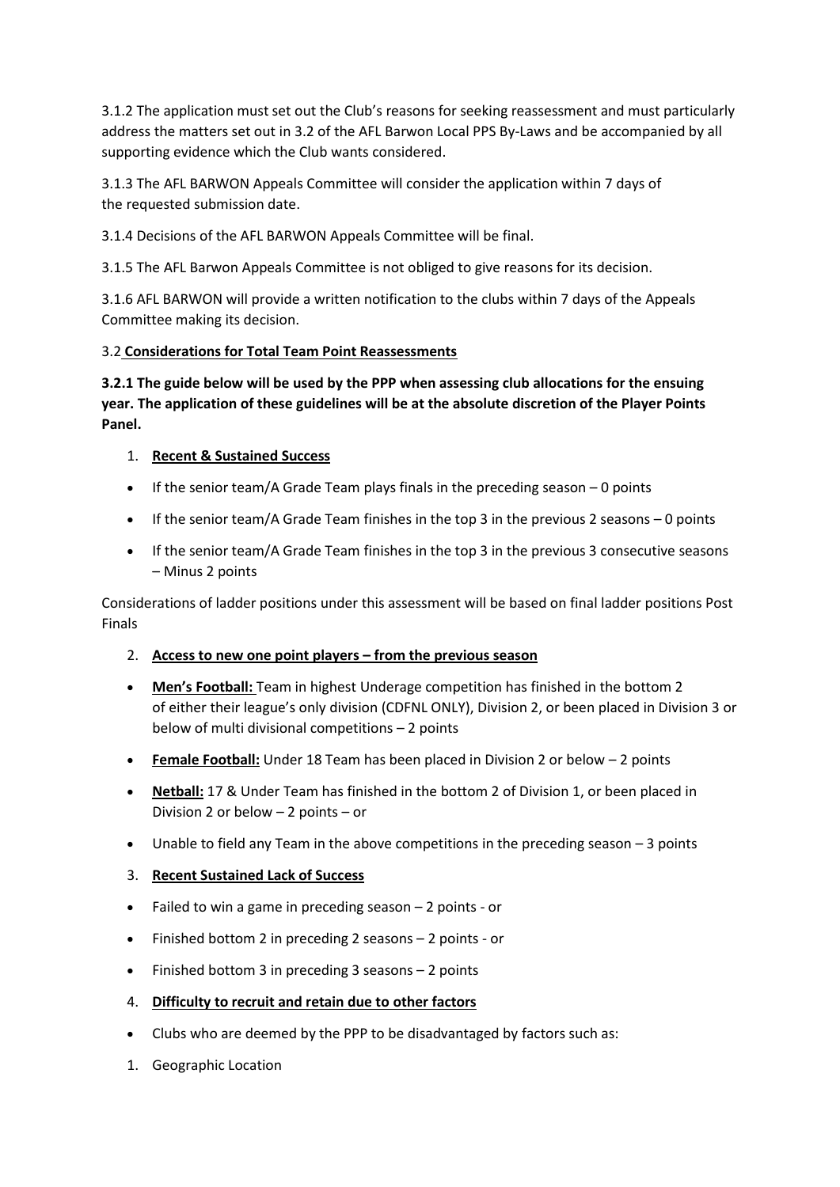3.1.2 The application must set out the Club's reasons for seeking reassessment and must particularly address the matters set out in 3.2 of the AFL Barwon Local PPS By-Laws and be accompanied by all supporting evidence which the Club wants considered.

3.1.3 The AFL BARWON Appeals Committee will consider the application within 7 days of the requested submission date.

3.1.4 Decisions of the AFL BARWON Appeals Committee will be final.

3.1.5 The AFL Barwon Appeals Committee is not obliged to give reasons for its decision.

3.1.6 AFL BARWON will provide a written notification to the clubs within 7 days of the Appeals Committee making its decision.

3.2 **Considerations for Total Team Point Reassessments**

**3.2.1 The guide below will be used by the PPP when assessing club allocations for the ensuing year. The application of these guidelines will be at the absolute discretion of the Player Points Panel.**

1. **Recent & Sustained Success**

- If the senior team/A Grade Team plays finals in the preceding season – 0 points
- If the senior team/A Grade Team finishes in the top 3 in the previous 2 seasons – 0 points
- If the senior team/A Grade Team finishes in the top 3 in the previous 3 consecutive seasons – Minus 2 points

Considerations of ladder positions under this assessment will be based on final ladder positions Post Finals

2. **Access to new one point players – from the previous season**

- **Men's Football:** Team in highest Underage competition has finished in the bottom 2 of either their league's only division (CDFNL ONLY), Division 2, or been placed in Division 3 or below of multi divisional competitions – 2 points
- **Female Football:** Under 18 Team has been placed in Division 2 or below – 2 points
- **Netball:** 17 & Under Team has finished in the bottom 2 of Division 1, or been placed in Division 2 or below – 2 points – or
- Unable to field any Team in the above competitions in the preceding season – 3 points

3. **Recent Sustained Lack of Success**

- Failed to win a game in preceding season – 2 points - or
- Finished bottom 2 in preceding 2 seasons – 2 points - or
- Finished bottom 3 in preceding 3 seasons – 2 points

4. **Difficulty to recruit and retain due to other factors**

- Clubs who are deemed by the PPP to be disadvantaged by factors such as:

1. Geographic Location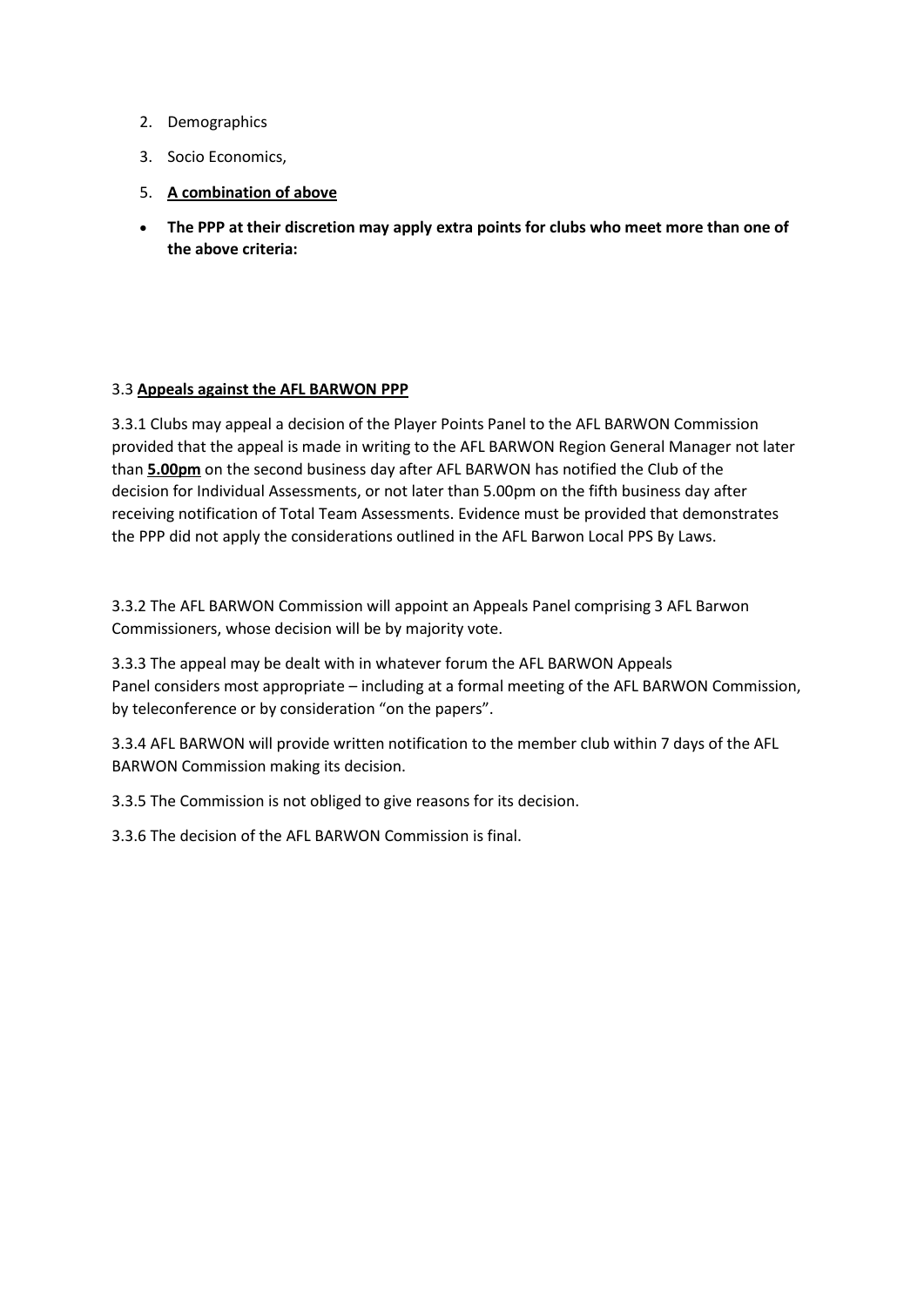2. Demographics
3. Socio Economics,
5. **A combination of above**

- **The PPP at their discretion may apply extra points for clubs who meet more than one of the above criteria:**

3.3 **Appeals against the AFL BARWON PPP**

3.3.1 Clubs may appeal a decision of the Player Points Panel to the AFL BARWON Commission provided that the appeal is made in writing to the AFL BARWON Region General Manager not later than **5.00pm** on the second business day after AFL BARWON has notified the Club of the decision for Individual Assessments, or not later than 5.00pm on the fifth business day after receiving notification of Total Team Assessments. Evidence must be provided that demonstrates the PPP did not apply the considerations outlined in the AFL Barwon Local PPS By Laws.

3.3.2 The AFL BARWON Commission will appoint an Appeals Panel comprising 3 AFL Barwon Commissioners, whose decision will be by majority vote.

3.3.3 The appeal may be dealt with in whatever forum the AFL BARWON Appeals Panel considers most appropriate – including at a formal meeting of the AFL BARWON Commission, by teleconference or by consideration "on the papers".

3.3.4 AFL BARWON will provide written notification to the member club within 7 days of the AFL BARWON Commission making its decision.

3.3.5 The Commission is not obliged to give reasons for its decision.

3.3.6 The decision of the AFL BARWON Commission is final.